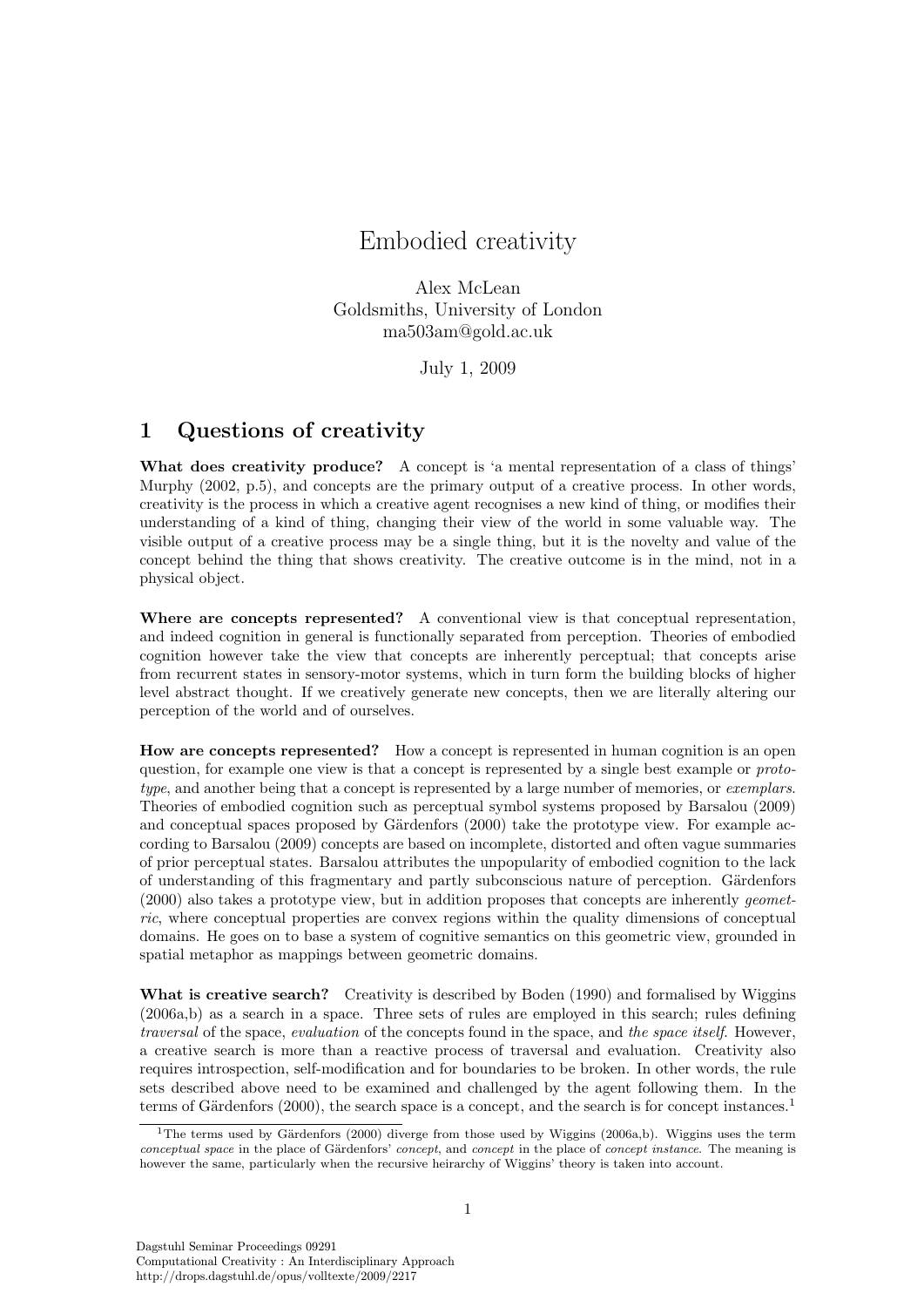# Embodied creativity

Alex McLean
Goldsmiths, University of London
ma503am@gold.ac.uk

July 1, 2009

## 1 Questions of creativity

**What does creativity produce?** A concept is 'a mental representation of a class of things' Murphy (2002, p.5), and concepts are the primary output of a creative process. In other words, creativity is the process in which a creative agent recognises a new kind of thing, or modifies their understanding of a kind of thing, changing their view of the world in some valuable way. The visible output of a creative process may be a single thing, but it is the novelty and value of the concept behind the thing that shows creativity. The creative outcome is in the mind, not in a physical object.

**Where are concepts represented?** A conventional view is that conceptual representation, and indeed cognition in general is functionally separated from perception. Theories of embodied cognition however take the view that concepts are inherently perceptual; that concepts arise from recurrent states in sensory-motor systems, which in turn form the building blocks of higher level abstract thought. If we creatively generate new concepts, then we are literally altering our perception of the world and of ourselves.

**How are concepts represented?** How a concept is represented in human cognition is an open question, for example one view is that a concept is represented by a single best example or *prototype*, and another being that a concept is represented by a large number of memories, or *exemplars*. Theories of embodied cognition such as perceptual symbol systems proposed by Barsalou (2009) and conceptual spaces proposed by Gärdenfors (2000) take the prototype view. For example according to Barsalou (2009) concepts are based on incomplete, distorted and often vague summaries of prior perceptual states. Barsalou attributes the unpopularity of embodied cognition to the lack of understanding of this fragmentary and partly subconscious nature of perception. Gärdenfors (2000) also takes a prototype view, but in addition proposes that concepts are inherently *geometric*, where conceptual properties are convex regions within the quality dimensions of conceptual domains. He goes on to base a system of cognitive semantics on this geometric view, grounded in spatial metaphor as mappings between geometric domains.

**What is creative search?** Creativity is described by Boden (1990) and formalised by Wiggins (2006a,b) as a search in a space. Three sets of rules are employed in this search; rules defining *traversal* of the space, *evaluation* of the concepts found in the space, and *the space itself*. However, a creative search is more than a reactive process of traversal and evaluation. Creativity also requires introspection, self-modification and for boundaries to be broken. In other words, the rule sets described above need to be examined and challenged by the agent following them. In the terms of Gärdenfors (2000), the search space is a concept, and the search is for concept instances.[1]

[1] The terms used by Gärdenfors (2000) diverge from those used by Wiggins (2006a,b). Wiggins uses the term *conceptual space* in the place of Gärdenfors' *concept*, and *concept* in the place of *concept instance*. The meaning is however the same, particularly when the recursive heirarchy of Wiggins' theory is taken into account.

Dagstuhl Seminar Proceedings 09291
Computational Creativity : An Interdisciplinary Approach
http://drops.dagstuhl.de/opus/volltexte/2009/2217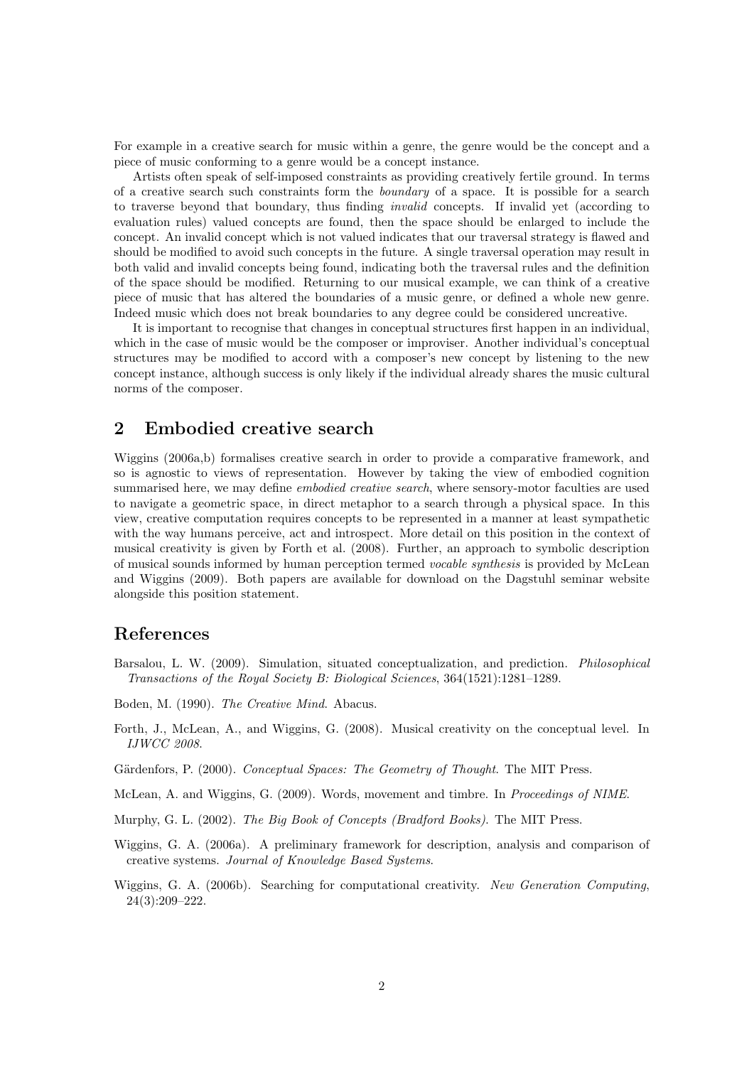For example in a creative search for music within a genre, the genre would be the concept and a piece of music conforming to a genre would be a concept instance.

Artists often speak of self-imposed constraints as providing creatively fertile ground. In terms of a creative search such constraints form the *boundary* of a space. It is possible for a search to traverse beyond that boundary, thus finding *invalid* concepts. If invalid yet (according to evaluation rules) valued concepts are found, then the space should be enlarged to include the concept. An invalid concept which is not valued indicates that our traversal strategy is flawed and should be modified to avoid such concepts in the future. A single traversal operation may result in both valid and invalid concepts being found, indicating both the traversal rules and the definition of the space should be modified. Returning to our musical example, we can think of a creative piece of music that has altered the boundaries of a music genre, or defined a whole new genre. Indeed music which does not break boundaries to any degree could be considered uncreative.

It is important to recognise that changes in conceptual structures first happen in an individual, which in the case of music would be the composer or improviser. Another individual's conceptual structures may be modified to accord with a composer's new concept by listening to the new concept instance, although success is only likely if the individual already shares the music cultural norms of the composer.

## 2 Embodied creative search

Wiggins (2006a,b) formalises creative search in order to provide a comparative framework, and so is agnostic to views of representation. However by taking the view of embodied cognition summarised here, we may define *embodied creative search*, where sensory-motor faculties are used to navigate a geometric space, in direct metaphor to a search through a physical space. In this view, creative computation requires concepts to be represented in a manner at least sympathetic with the way humans perceive, act and introspect. More detail on this position in the context of musical creativity is given by Forth et al. (2008). Further, an approach to symbolic description of musical sounds informed by human perception termed *vocable synthesis* is provided by McLean and Wiggins (2009). Both papers are available for download on the Dagstuhl seminar website alongside this position statement.

## References

Barsalou, L. W. (2009). Simulation, situated conceptualization, and prediction. *Philosophical Transactions of the Royal Society B: Biological Sciences*, 364(1521):1281–1289.

Boden, M. (1990). *The Creative Mind*. Abacus.

Forth, J., McLean, A., and Wiggins, G. (2008). Musical creativity on the conceptual level. In *IJWCC 2008*.

Gärdenfors, P. (2000). *Conceptual Spaces: The Geometry of Thought*. The MIT Press.

McLean, A. and Wiggins, G. (2009). Words, movement and timbre. In *Proceedings of NIME*.

Murphy, G. L. (2002). *The Big Book of Concepts (Bradford Books)*. The MIT Press.

Wiggins, G. A. (2006a). A preliminary framework for description, analysis and comparison of creative systems. *Journal of Knowledge Based Systems*.

Wiggins, G. A. (2006b). Searching for computational creativity. *New Generation Computing*, 24(3):209–222.